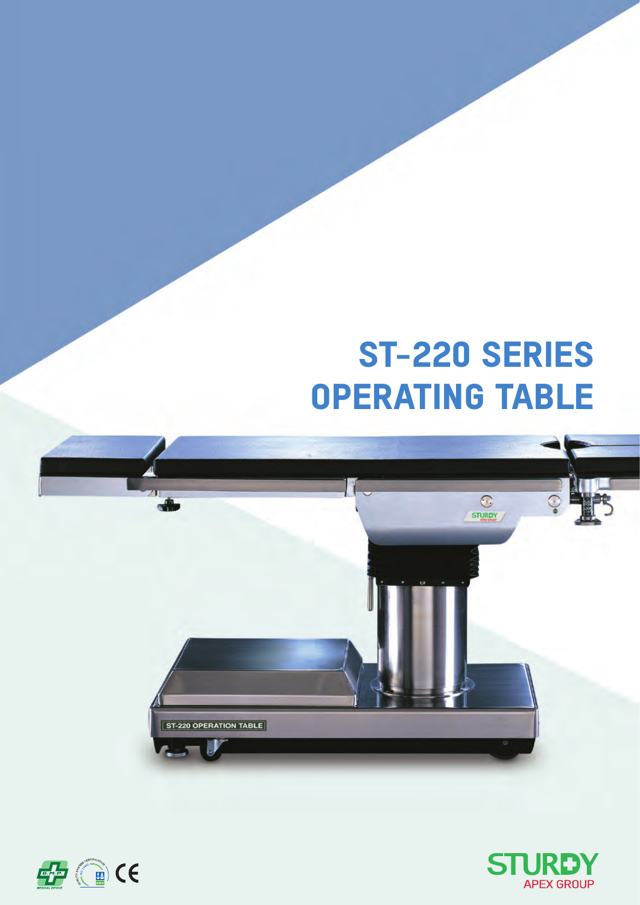# ST-220 SERIES OPERATING TABLE

STURDY

APEX GROUP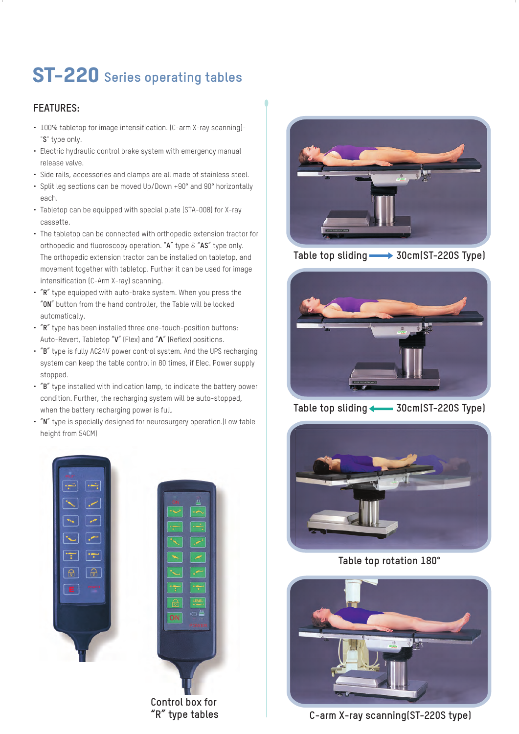# ST-220 Series operating tables

## FEATURES:

- 100% tabletop for image intensification. (C-arm X-ray scanning)- "S" type only.
- Electric hydraulic control brake system with emergency manual release valve.
- Side rails, accessories and clamps are all made of stainless steel.
- Split leg sections can be moved Up/Down +90° and 90° horizontally each.
- Tabletop can be equipped with special plate (STA-008) for X-ray cassette.
- The tabletop can be connected with orthopedic extension tractor for orthopedic and fluoroscopy operation. "**A**" type & "**AS**" type only. The orthopedic extension tractor can be installed on tabletop, and movement together with tabletop. Further it can be used for image intensification (C-Arm X-ray) scanning.
- "**R**" type equipped with auto-brake system. When you press the "**ON**" button from the hand controller, the Table will be locked automatically.
- "**R**" type has been installed three one-touch-position buttons: Auto-Revert, Tabletop "**V**" (Flex) and "**Λ**" (Reflex) positions.
- "**B**" type is fully AC24V power control system. And the UPS recharging system can keep the table control in 80 times, if Elec. Power supply stopped.
- "**B**" type installed with indication lamp, to indicate the battery power condition. Further, the recharging system will be auto-stopped, when the battery recharging power is full.
- "**N**" type is specially designed for neurosurgery operation.(Low table height from 54CM)

Control box for "R" type tables

Table top sliding → 30cm(ST-220S Type)

Table top sliding ← 30cm(ST-220S Type)

Table top rotation 180°

C-arm X-ray scanning(ST-220S type)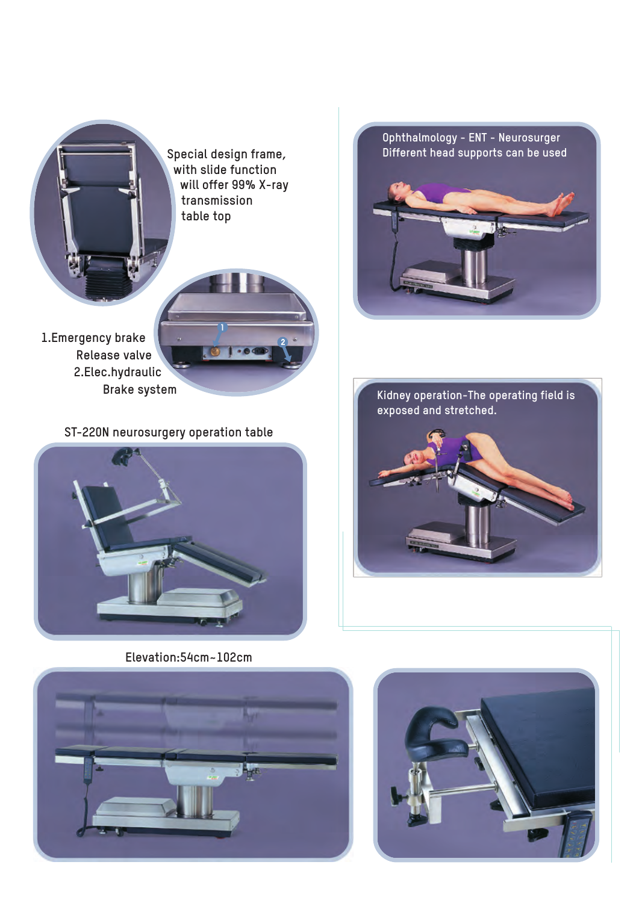Special design frame, with slide function will offer 99% X-ray transmission table top

1.Emergency brake Release valve

2.Elec.hydraulic Brake system

Ophthalmology - ENT - Neurosurger
Different head supports can be used

ST-220N neurosurgery operation table

Kidney operation-The operating field is exposed and stretched.

Elevation:54cm~102cm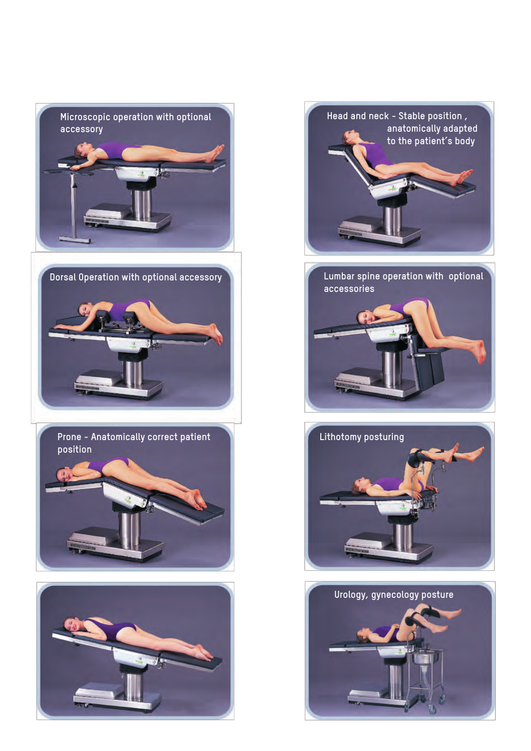Microscopic operation with optional accessory

Dorsal Operation with optional accessory

Prone - Anatomically correct patient position

Head and neck - Stable position , anatomically adapted to the patient's body

Lumbar spine operation with optional accessories

Lithotomy posturing

Urology, gynecology posture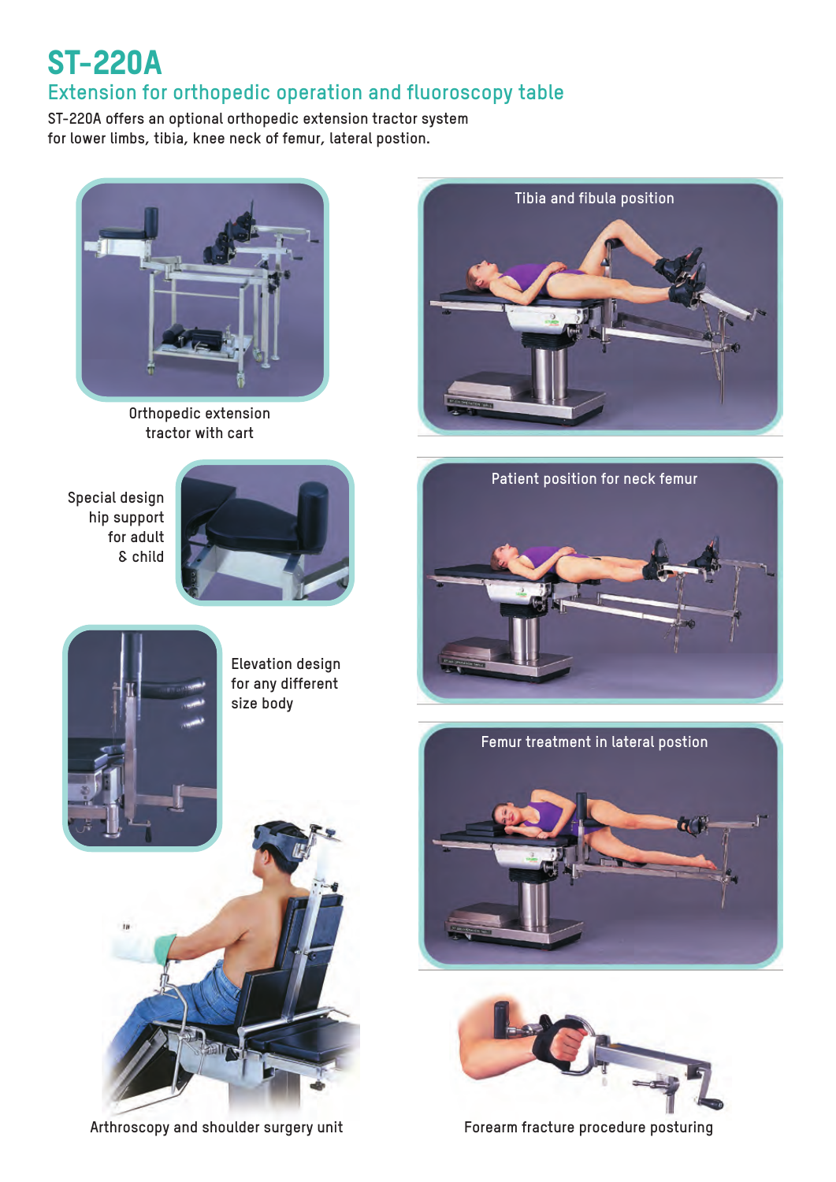# ST-220A

## Extension for orthopedic operation and fluoroscopy table

ST-220A offers an optional orthopedic extension tractor system for lower limbs, tibia, knee neck of femur, lateral postion.

Orthopedic extension tractor with cart

Tibia and fibula position

Special design hip support for adult & child

Patient position for neck femur

Elevation design for any different size body

Femur treatment in lateral postion

Arthroscopy and shoulder surgery unit

Forearm fracture procedure posturing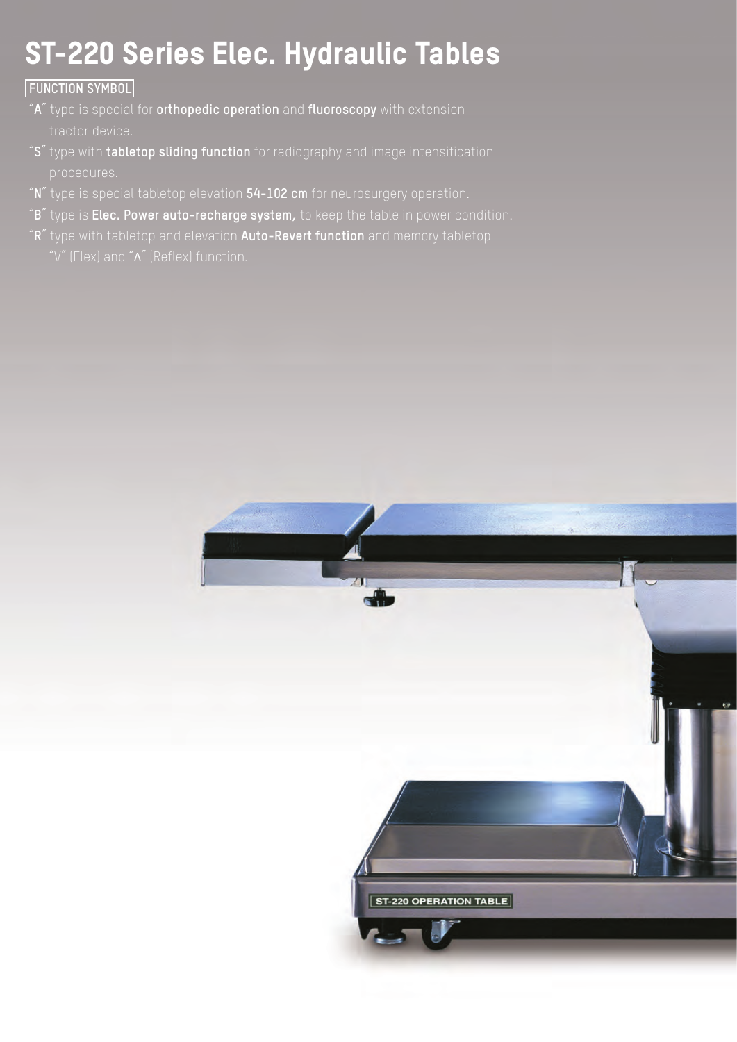# ST-220 Series Elec. Hydraulic Tables

**FUNCTION SYMBOL**

- "**A**" type is special for **orthopedic operation** and **fluoroscopy** with extension tractor device.
- "**S**" type with **tabletop sliding function** for radiography and image intensification procedures.
- "**N**" type is special tabletop elevation **54-102 cm** for neurosurgery operation.
- "**B**" type is **Elec. Power auto-recharge system,** to keep the table in power condition.
- "**R**" type with tabletop and elevation **Auto-Revert function** and memory tabletop "V" (Flex) and "Λ" (Reflex) function.

ST-220 OPERATION TABLE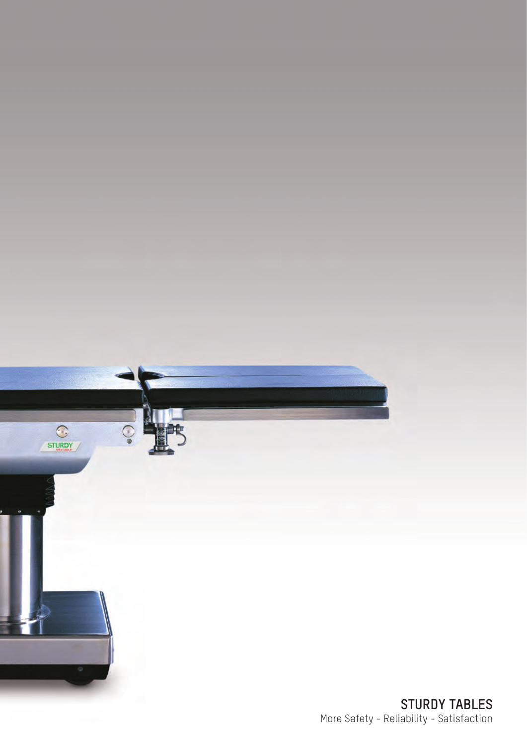**STURDY TABLES**

More Safety - Reliability - Satisfaction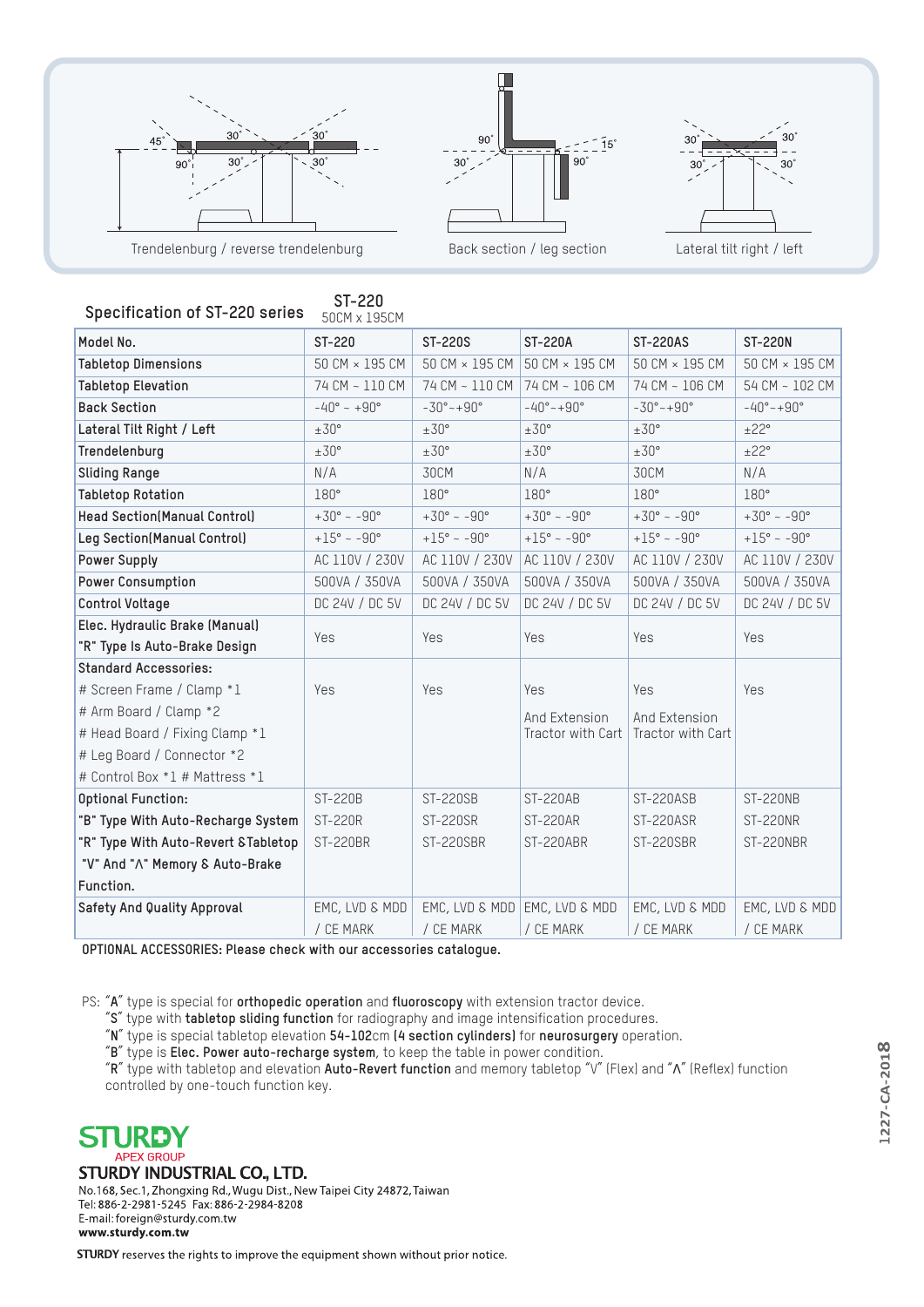45° 30° 30° 90° 30° 30°

Trendelenburg / reverse trendelenburg

90° 15° 30° 90°

Back section / leg section

30° 30° 30° 30°

Lateral tilt right / left

## Specification of ST-220 series

ST-220
50CM x 195CM

| Model No. | ST-220 | ST-220S | ST-220A | ST-220AS | ST-220N |
|---|---|---|---|---|---|
| Tabletop Dimensions | 50 CM × 195 CM | 50 CM × 195 CM | 50 CM × 195 CM | 50 CM × 195 CM | 50 CM × 195 CM |
| Tabletop Elevation | 74 CM ~ 110 CM | 74 CM ~ 110 CM | 74 CM ~ 106 CM | 74 CM ~ 106 CM | 54 CM ~ 102 CM |
| Back Section | -40° ~ +90° | -30°~+90° | -40°~+90° | -30°~+90° | -40°~+90° |
| Lateral Tilt Right / Left | ±30° | ±30° | ±30° | ±30° | ±22° |
| Trendelenburg | ±30° | ±30° | ±30° | ±30° | ±22° |
| Sliding Range | N/A | 30CM | N/A | 30CM | N/A |
| Tabletop Rotation | 180° | 180° | 180° | 180° | 180° |
| Head Section(Manual Control) | +30° ~ -90° | +30° ~ -90° | +30° ~ -90° | +30° ~ -90° | +30° ~ -90° |
| Leg Section(Manual Control) | +15° ~ -90° | +15° ~ -90° | +15° ~ -90° | +15° ~ -90° | +15° ~ -90° |
| Power Supply | AC 110V / 230V | AC 110V / 230V | AC 110V / 230V | AC 110V / 230V | AC 110V / 230V |
| Power Consumption | 500VA / 350VA | 500VA / 350VA | 500VA / 350VA | 500VA / 350VA | 500VA / 350VA |
| Control Voltage | DC 24V / DC 5V | DC 24V / DC 5V | DC 24V / DC 5V | DC 24V / DC 5V | DC 24V / DC 5V |
| Elec. Hydraulic Brake (Manual) "R" Type Is Auto-Brake Design | Yes | Yes | Yes | Yes | Yes |
| Standard Accessories: # Screen Frame / Clamp *1 # Arm Board / Clamp *2 # Head Board / Fixing Clamp *1 # Leg Board / Connector *2 # Control Box *1 # Mattress *1 | Yes | Yes | Yes And Extension Tractor with Cart | Yes And Extension Tractor with Cart | Yes |
| Optional Function: "B" Type With Auto-Recharge System "R" Type With Auto-Revert &Tabletop "V" And "Λ" Memory & Auto-Brake Function. | ST-220B ST-220R ST-220BR | ST-220SB ST-220SR ST-220SBR | ST-220AB ST-220AR ST-220ABR | ST-220ASB ST-220ASR ST-220SBR | ST-220NB ST-220NR ST-220NBR |
| Safety And Quality Approval | EMC, LVD & MDD / CE MARK | EMC, LVD & MDD / CE MARK | EMC, LVD & MDD / CE MARK | EMC, LVD & MDD / CE MARK | EMC, LVD & MDD / CE MARK |

**OPTIONAL ACCESSORIES: Please check with our accessories catalogue.**

PS: "**A**" type is special for **orthopedic operation** and **fluoroscopy** with extension tractor device.
"S" type with **tabletop sliding function** for radiography and image intensification procedures.
"**N**" type is special tabletop elevation **54-102**cm **(4 section cylinders)** for **neurosurgery** operation.
"**B**" type is **Elec. Power auto-recharge system**, to keep the table in power condition.
"**R**" type with tabletop and elevation **Auto-Revert function** and memory tabletop "V" (Flex) and "Λ" (Reflex) function controlled by one-touch function key.

1227-CA-2018

STURDY
APEX GROUP

**STURDY INDUSTRIAL CO., LTD.**
No.168, Sec.1, Zhongxing Rd., Wugu Dist., New Taipei City 24872, Taiwan
Tel: 886-2-2981-5245 Fax: 886-2-2984-8208
E-mail: foreign@sturdy.com.tw
**www.sturdy.com.tw**

**STURDY** reserves the rights to improve the equipment shown without prior notice.